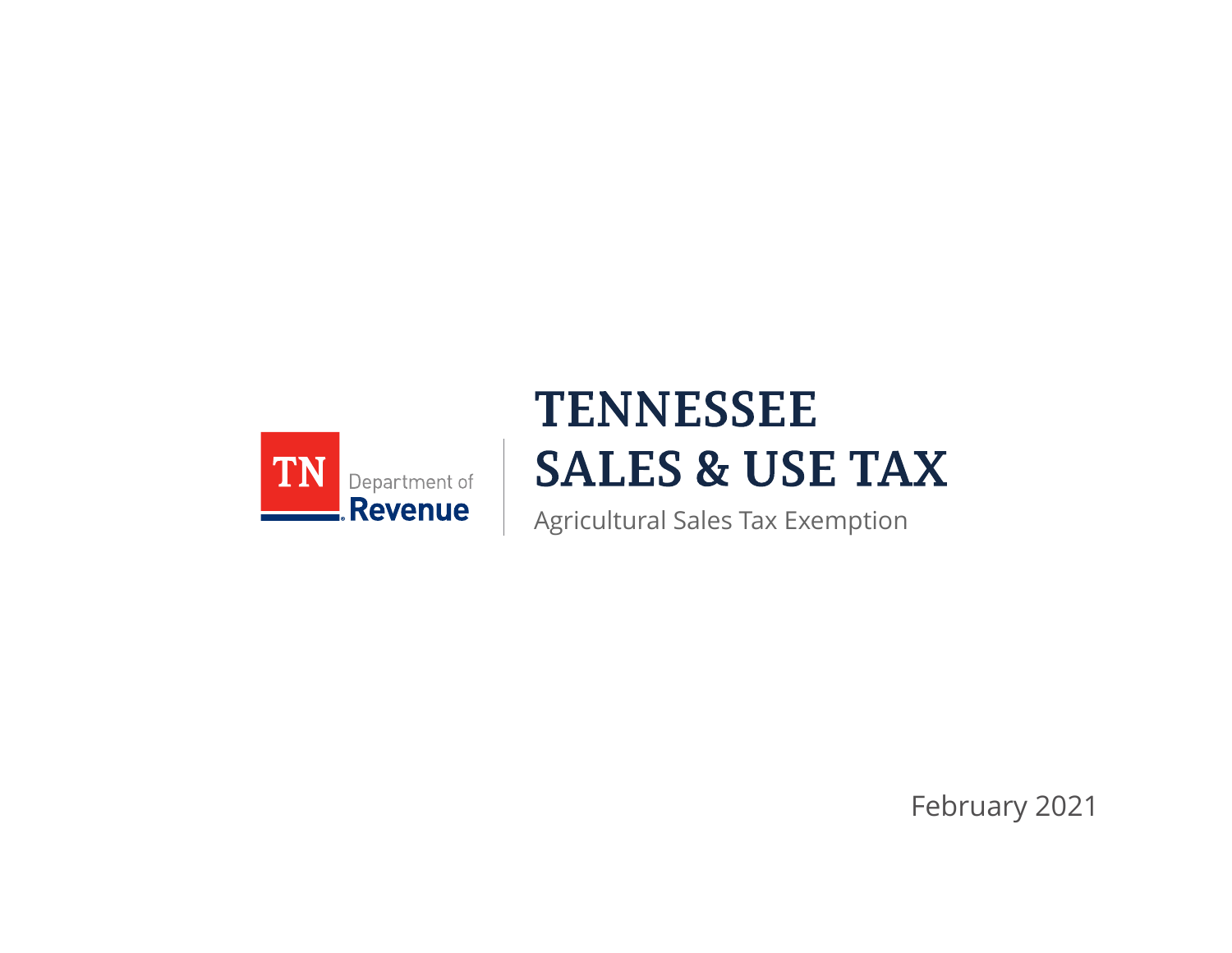TN Department of Revenue

# TENNESSEE SALES & USE TAX

Agricultural Sales Tax Exemption

February 2021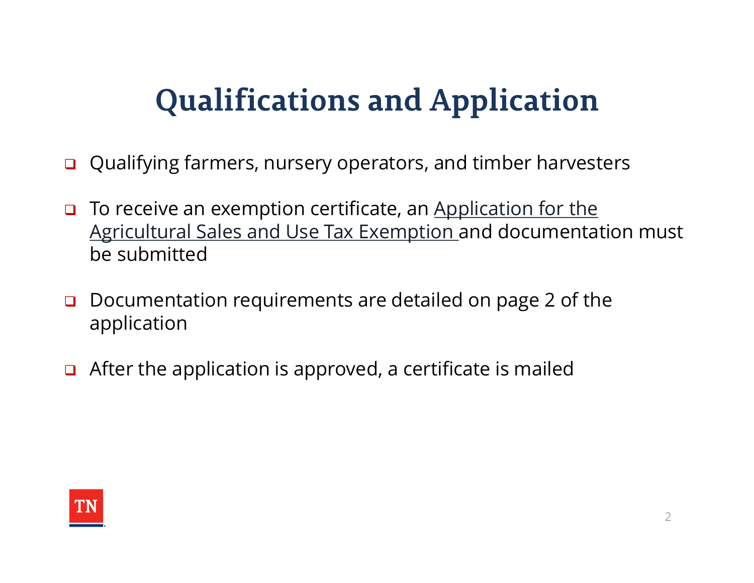# Qualifications and Application

- Qualifying farmers, nursery operators, and timber harvesters
- To receive an exemption certificate, an Application for the Agricultural Sales and Use Tax Exemption and documentation must be submitted
- Documentation requirements are detailed on page 2 of the application
- After the application is approved, a certificate is mailed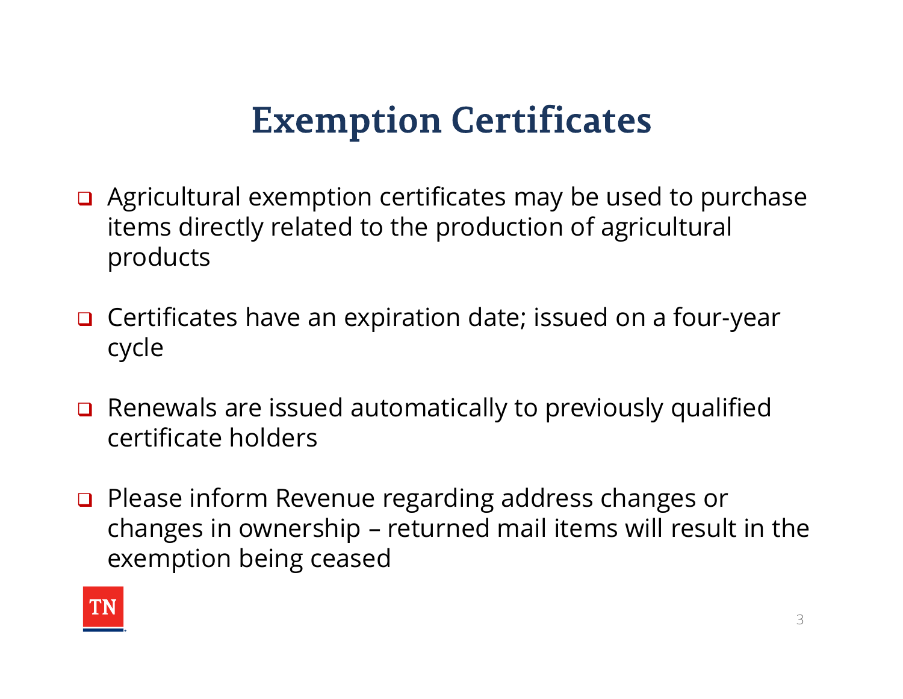# Exemption Certificates

- Agricultural exemption certificates may be used to purchase items directly related to the production of agricultural products
- Certificates have an expiration date; issued on a four-year cycle
- Renewals are issued automatically to previously qualified certificate holders
- Please inform Revenue regarding address changes or changes in ownership – returned mail items will result in the exemption being ceased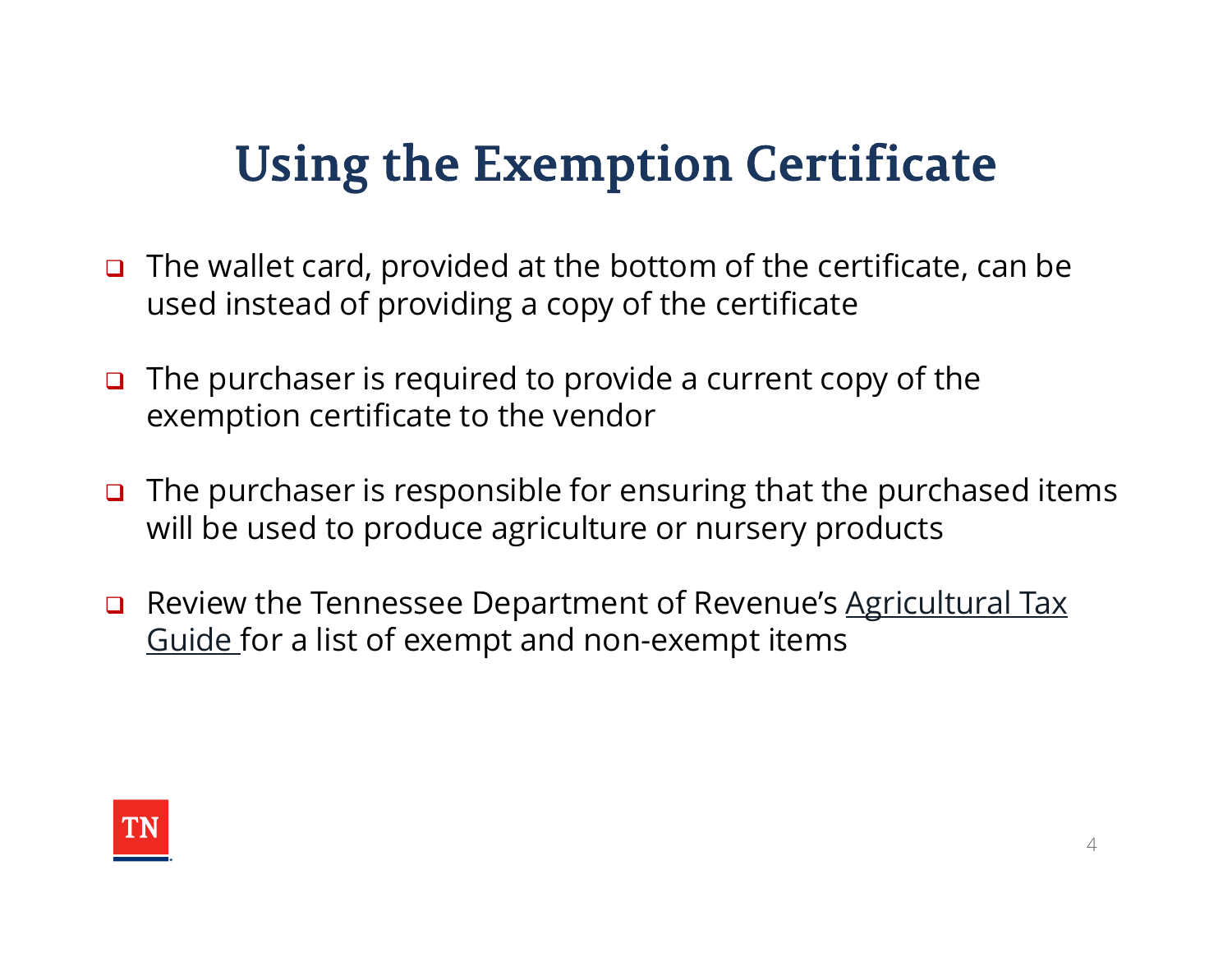# Using the Exemption Certificate

- The wallet card, provided at the bottom of the certificate, can be used instead of providing a copy of the certificate
- The purchaser is required to provide a current copy of the exemption certificate to the vendor
- The purchaser is responsible for ensuring that the purchased items will be used to produce agriculture or nursery products
- Review the Tennessee Department of Revenue's Agricultural Tax Guide for a list of exempt and non-exempt items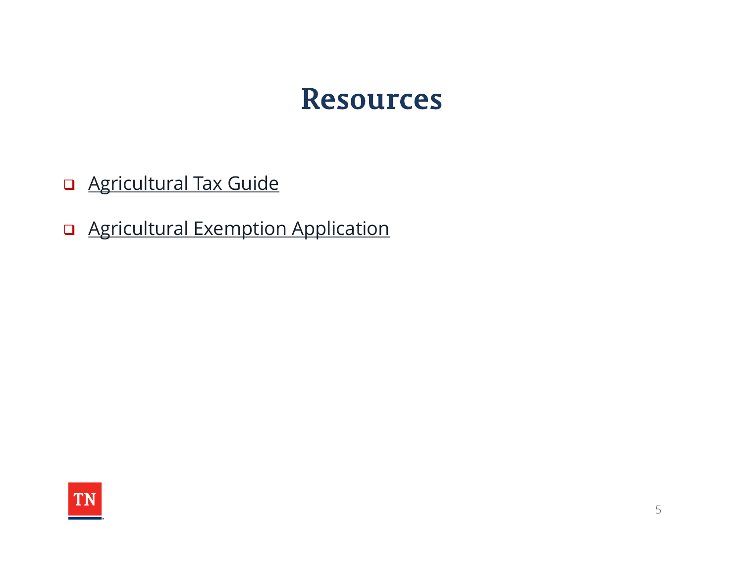# Resources

- Agricultural Tax Guide
- Agricultural Exemption Application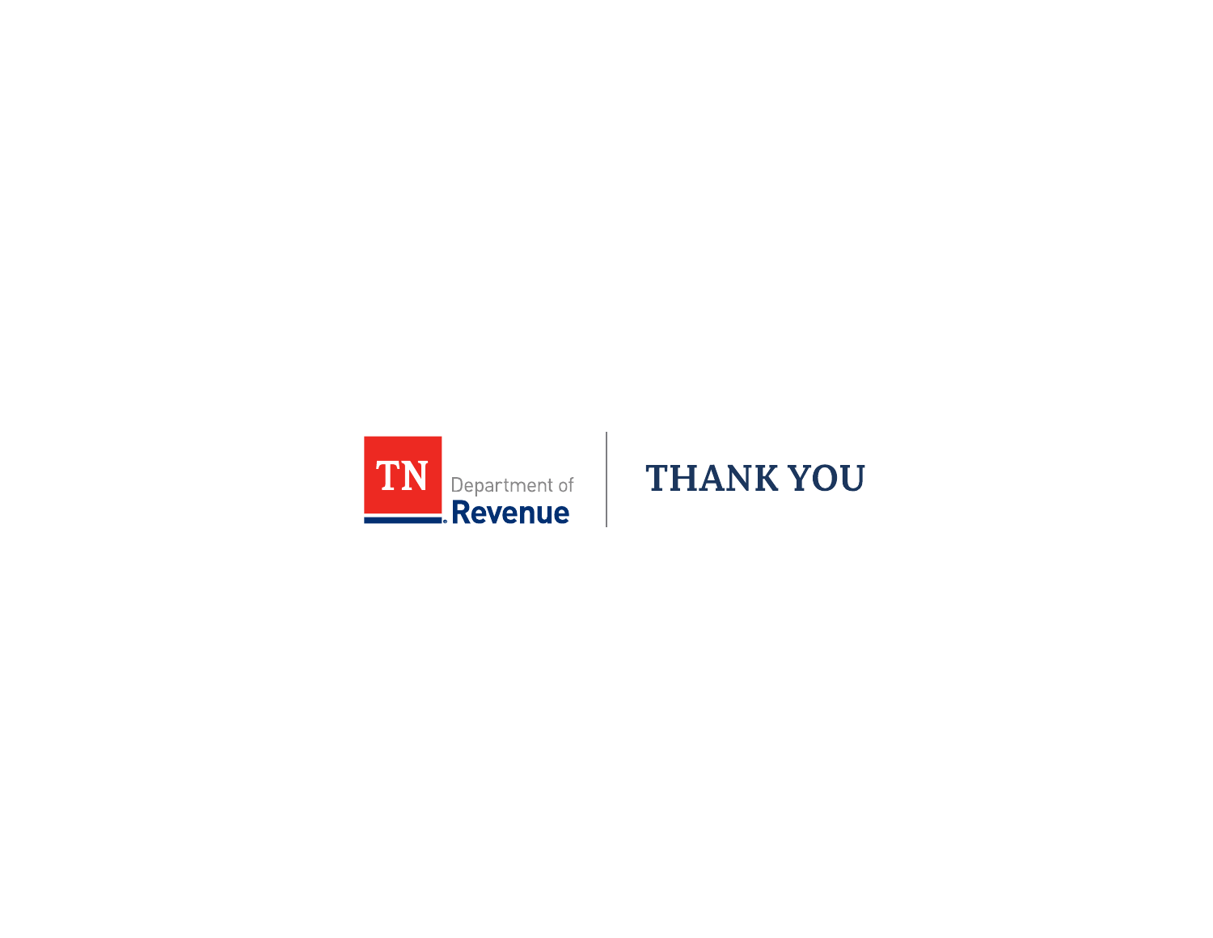TN Department of Revenue

# THANK YOU